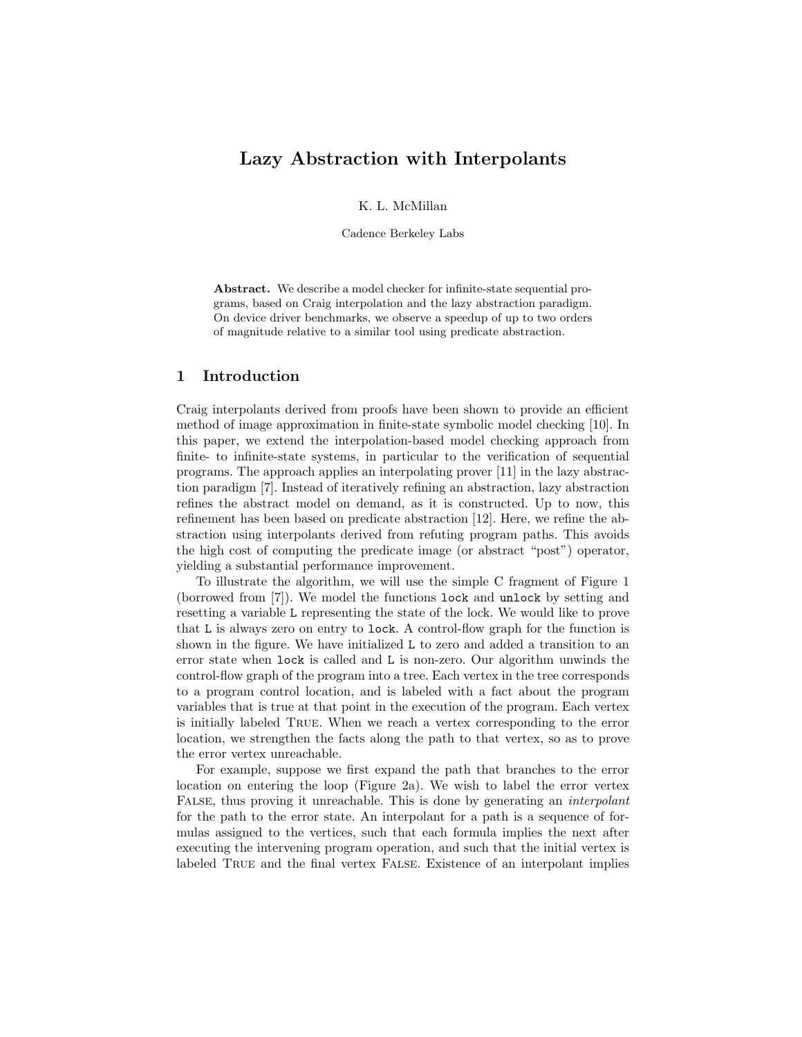# Lazy Abstraction with Interpolants

K. L. McMillan

Cadence Berkeley Labs

**Abstract.** We describe a model checker for infinite-state sequential programs, based on Craig interpolation and the lazy abstraction paradigm. On device driver benchmarks, we observe a speedup of up to two orders of magnitude relative to a similar tool using predicate abstraction.

## 1 Introduction

Craig interpolants derived from proofs have been shown to provide an efficient method of image approximation in finite-state symbolic model checking [10]. In this paper, we extend the interpolation-based model checking approach from finite- to infinite-state systems, in particular to the verification of sequential programs. The approach applies an interpolating prover [11] in the lazy abstraction paradigm [7]. Instead of iteratively refining an abstraction, lazy abstraction refines the abstract model on demand, as it is constructed. Up to now, this refinement has been based on predicate abstraction [12]. Here, we refine the abstraction using interpolants derived from refuting program paths. This avoids the high cost of computing the predicate image (or abstract "post") operator, yielding a substantial performance improvement.

To illustrate the algorithm, we will use the simple C fragment of Figure 1 (borrowed from [7]). We model the functions `lock` and `unlock` by setting and resetting a variable `L` representing the state of the lock. We would like to prove that `L` is always zero on entry to `lock`. A control-flow graph for the function is shown in the figure. We have initialized `L` to zero and added a transition to an error state when `lock` is called and `L` is non-zero. Our algorithm unwinds the control-flow graph of the program into a tree. Each vertex in the tree corresponds to a program control location, and is labeled with a fact about the program variables that is true at that point in the execution of the program. Each vertex is initially labeled True. When we reach a vertex corresponding to the error location, we strengthen the facts along the path to that vertex, so as to prove the error vertex unreachable.

For example, suppose we first expand the path that branches to the error location on entering the loop (Figure 2a). We wish to label the error vertex False, thus proving it unreachable. This is done by generating an *interpolant* for the path to the error state. An interpolant for a path is a sequence of formulas assigned to the vertices, such that each formula implies the next after executing the intervening program operation, and such that the initial vertex is labeled True and the final vertex False. Existence of an interpolant implies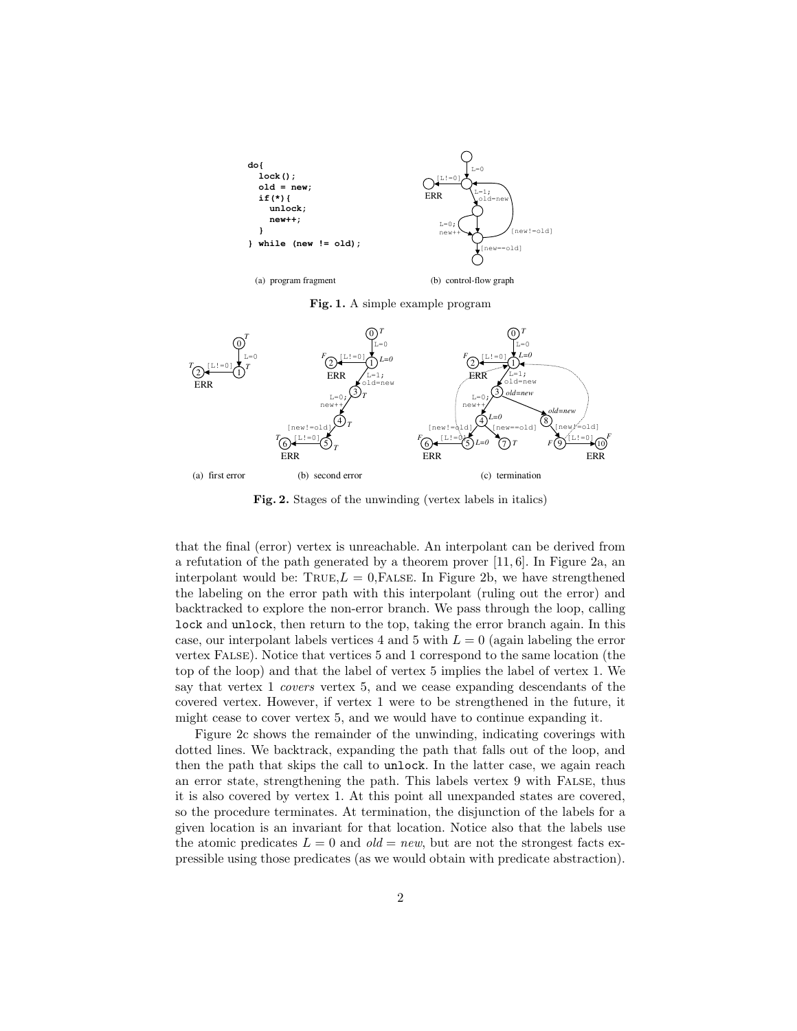```
do{
  lock();
  old = new;
  if(*){
    unlock;
    new++;
  }
} while (new != old);
```

(a) program fragment

(b) control-flow graph

**Fig. 1.** A simple example program

(a) first error

(b) second error

(c) termination

**Fig. 2.** Stages of the unwinding (vertex labels in italics)

that the final (error) vertex is unreachable. An interpolant can be derived from a refutation of the path generated by a theorem prover [11, 6]. In Figure 2a, an interpolant would be: TRUE,$L = 0$,FALSE. In Figure 2b, we have strengthened the labeling on the error path with this interpolant (ruling out the error) and backtracked to explore the non-error branch. We pass through the loop, calling `lock` and `unlock`, then return to the top, taking the error branch again. In this case, our interpolant labels vertices 4 and 5 with $L = 0$ (again labeling the error vertex FALSE). Notice that vertices 5 and 1 correspond to the same location (the top of the loop) and that the label of vertex 5 implies the label of vertex 1. We say that vertex 1 *covers* vertex 5, and we cease expanding descendants of the covered vertex. However, if vertex 1 were to be strengthened in the future, it might cease to cover vertex 5, and we would have to continue expanding it.

Figure 2c shows the remainder of the unwinding, indicating coverings with dotted lines. We backtrack, expanding the path that falls out of the loop, and then the path that skips the call to `unlock`. In the latter case, we again reach an error state, strengthening the path. This labels vertex 9 with FALSE, thus it is also covered by vertex 1. At this point all unexpanded states are covered, so the procedure terminates. At termination, the disjunction of the labels for a given location is an invariant for that location. Notice also that the labels use the atomic predicates $L = 0$ and $old = new$, but are not the strongest facts expressible using those predicates (as we would obtain with predicate abstraction).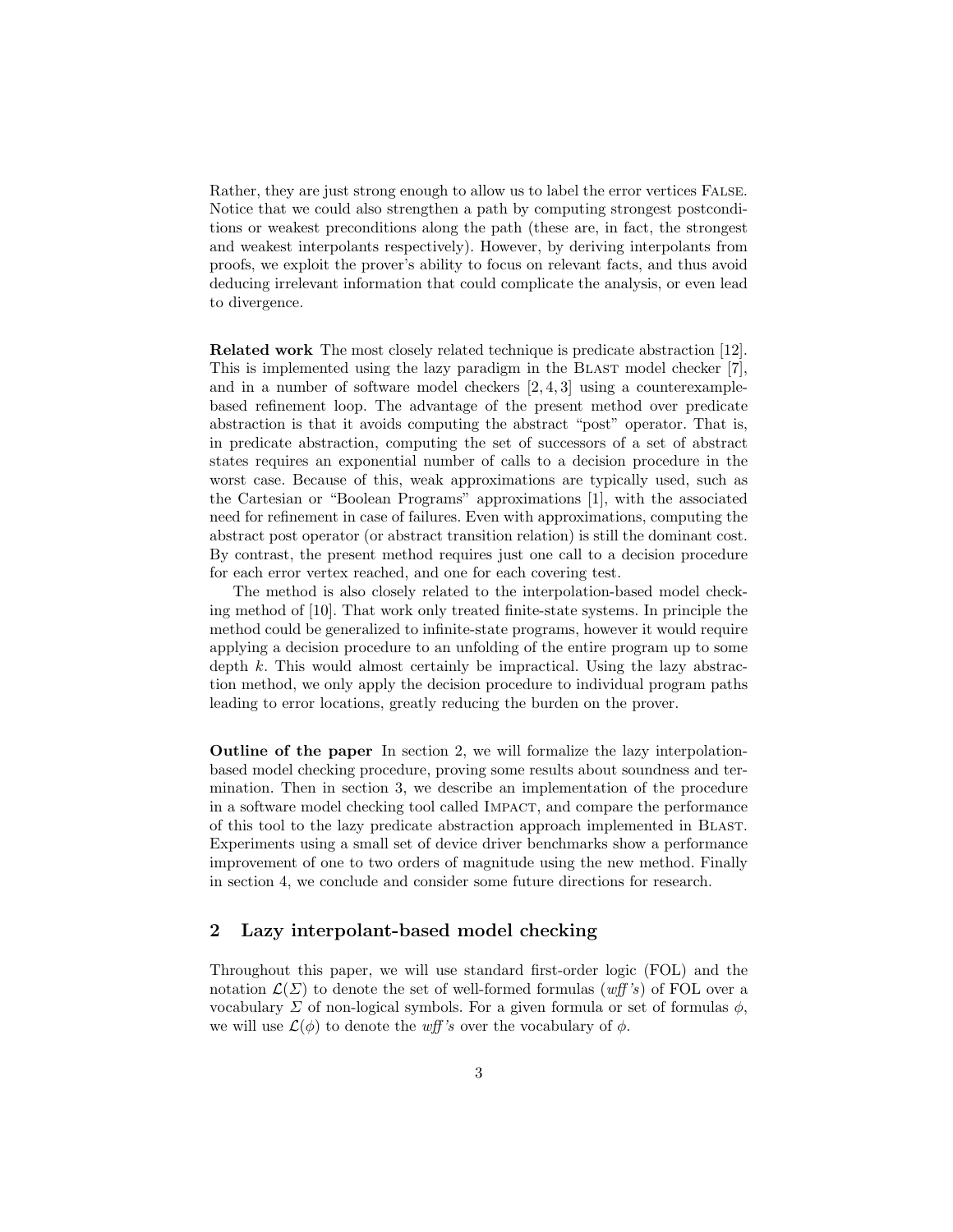Rather, they are just strong enough to allow us to label the error vertices FALSE. Notice that we could also strengthen a path by computing strongest postconditions or weakest preconditions along the path (these are, in fact, the strongest and weakest interpolants respectively). However, by deriving interpolants from proofs, we exploit the prover's ability to focus on relevant facts, and thus avoid deducing irrelevant information that could complicate the analysis, or even lead to divergence.

**Related work** The most closely related technique is predicate abstraction [12]. This is implemented using the lazy paradigm in the BLAST model checker [7], and in a number of software model checkers [2, 4, 3] using a counterexample-based refinement loop. The advantage of the present method over predicate abstraction is that it avoids computing the abstract "post" operator. That is, in predicate abstraction, computing the set of successors of a set of abstract states requires an exponential number of calls to a decision procedure in the worst case. Because of this, weak approximations are typically used, such as the Cartesian or "Boolean Programs" approximations [1], with the associated need for refinement in case of failures. Even with approximations, computing the abstract post operator (or abstract transition relation) is still the dominant cost. By contrast, the present method requires just one call to a decision procedure for each error vertex reached, and one for each covering test.

The method is also closely related to the interpolation-based model checking method of [10]. That work only treated finite-state systems. In principle the method could be generalized to infinite-state programs, however it would require applying a decision procedure to an unfolding of the entire program up to some depth $k$. This would almost certainly be impractical. Using the lazy abstraction method, we only apply the decision procedure to individual program paths leading to error locations, greatly reducing the burden on the prover.

**Outline of the paper** In section 2, we will formalize the lazy interpolation-based model checking procedure, proving some results about soundness and termination. Then in section 3, we describe an implementation of the procedure in a software model checking tool called IMPACT, and compare the performance of this tool to the lazy predicate abstraction approach implemented in BLAST. Experiments using a small set of device driver benchmarks show a performance improvement of one to two orders of magnitude using the new method. Finally in section 4, we conclude and consider some future directions for research.

## 2 Lazy interpolant-based model checking

Throughout this paper, we will use standard first-order logic (FOL) and the notation $\mathcal{L}(\Sigma)$ to denote the set of well-formed formulas (*wff's*) of FOL over a vocabulary $\Sigma$ of non-logical symbols. For a given formula or set of formulas $\phi$, we will use $\mathcal{L}(\phi)$ to denote the *wff's* over the vocabulary of $\phi$.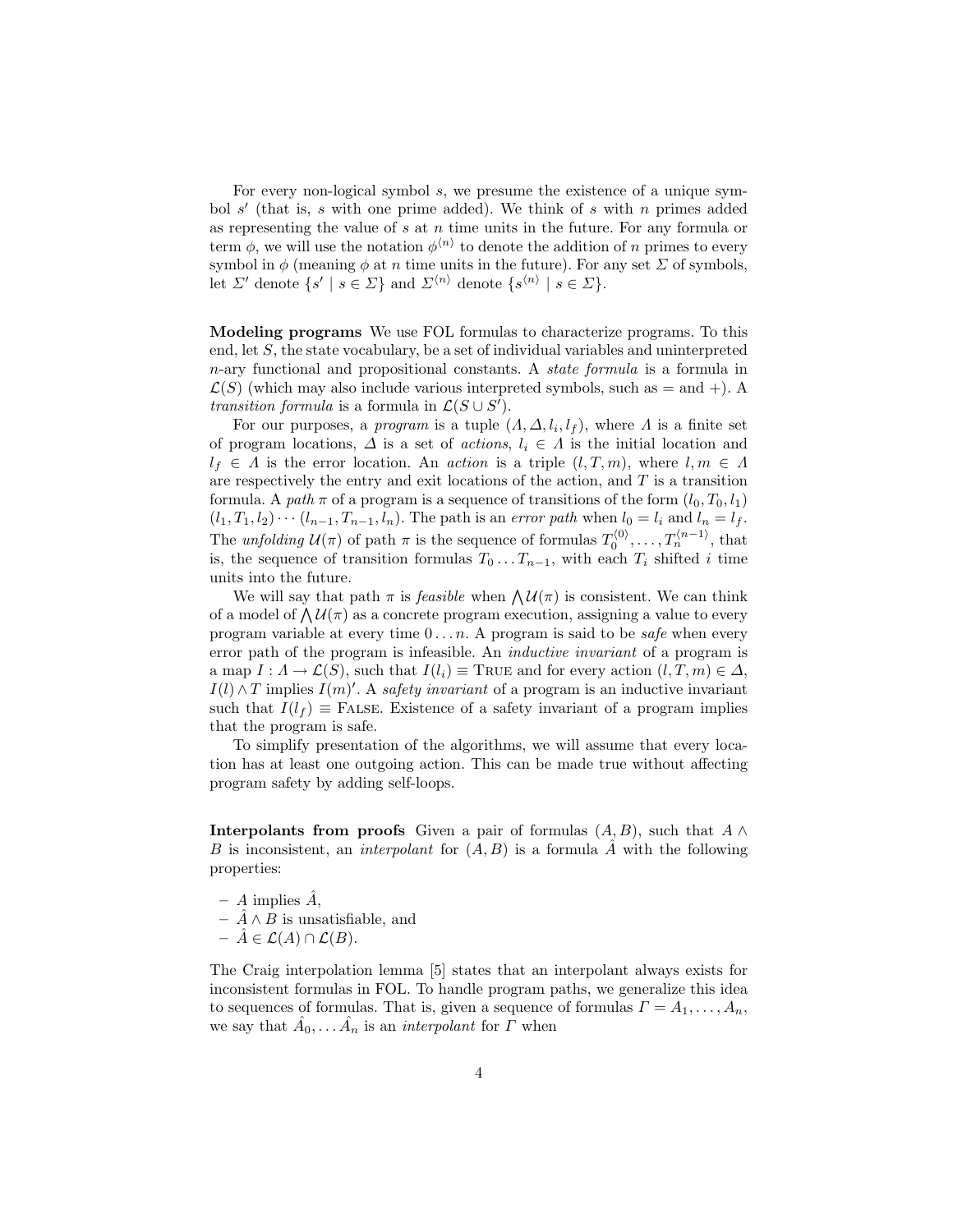For every non-logical symbol $s$, we presume the existence of a unique symbol $s'$ (that is, $s$ with one prime added). We think of $s$ with $n$ primes added as representing the value of $s$ at $n$ time units in the future. For any formula or term $\phi$, we will use the notation $\phi^{\langle n \rangle}$ to denote the addition of $n$ primes to every symbol in $\phi$ (meaning $\phi$ at $n$ time units in the future). For any set $\Sigma$ of symbols, let $\Sigma'$ denote $\{s' \mid s \in \Sigma\}$ and $\Sigma^{\langle n \rangle}$ denote $\{s^{\langle n \rangle} \mid s \in \Sigma\}$.

**Modeling programs** We use FOL formulas to characterize programs. To this end, let $S$, the state vocabulary, be a set of individual variables and uninterpreted $n$-ary functional and propositional constants. A *state formula* is a formula in $\mathcal{L}(S)$ (which may also include various interpreted symbols, such as $=$ and $+$). A *transition formula* is a formula in $\mathcal{L}(S \cup S')$.

For our purposes, a *program* is a tuple $(\Lambda, \Delta, l_i, l_f)$, where $\Lambda$ is a finite set of program locations, $\Delta$ is a set of *actions*, $l_i \in \Lambda$ is the initial location and $l_f \in \Lambda$ is the error location. An *action* is a triple $(l, T, m)$, where $l, m \in \Lambda$ are respectively the entry and exit locations of the action, and $T$ is a transition formula. A *path* $\pi$ of a program is a sequence of transitions of the form $(l_0, T_0, l_1)$ $(l_1, T_1, l_2) \cdots (l_{n-1}, T_{n-1}, l_n)$. The path is an *error path* when $l_0 = l_i$ and $l_n = l_f$. The *unfolding* $\mathcal{U}(\pi)$ of path $\pi$ is the sequence of formulas $T_0^{\langle 0 \rangle}, \ldots, T_n^{\langle n-1 \rangle}$, that is, the sequence of transition formulas $T_0 \ldots T_{n-1}$, with each $T_i$ shifted $i$ time units into the future.

We will say that path $\pi$ is *feasible* when $\bigwedge \mathcal{U}(\pi)$ is consistent. We can think of a model of $\bigwedge \mathcal{U}(\pi)$ as a concrete program execution, assigning a value to every program variable at every time $0 \ldots n$. A program is said to be *safe* when every error path of the program is infeasible. An *inductive invariant* of a program is a map $I : \Lambda \to \mathcal{L}(S)$, such that $I(l_i) \equiv$ TRUE and for every action $(l, T, m) \in \Delta$, $I(l) \wedge T$ implies $I(m)'$. A *safety invariant* of a program is an inductive invariant such that $I(l_f) \equiv$ FALSE. Existence of a safety invariant of a program implies that the program is safe.

To simplify presentation of the algorithms, we will assume that every location has at least one outgoing action. This can be made true without affecting program safety by adding self-loops.

**Interpolants from proofs** Given a pair of formulas $(A, B)$, such that $A \wedge B$ is inconsistent, an *interpolant* for $(A, B)$ is a formula $\hat{A}$ with the following properties:

- $A$ implies $\hat{A}$,
- $\hat{A} \wedge B$ is unsatisfiable, and
- $\hat{A} \in \mathcal{L}(A) \cap \mathcal{L}(B)$.

The Craig interpolation lemma [5] states that an interpolant always exists for inconsistent formulas in FOL. To handle program paths, we generalize this idea to sequences of formulas. That is, given a sequence of formulas $\Gamma = A_1, \ldots, A_n$, we say that $\hat{A}_0, \ldots \hat{A}_n$ is an *interpolant* for $\Gamma$ when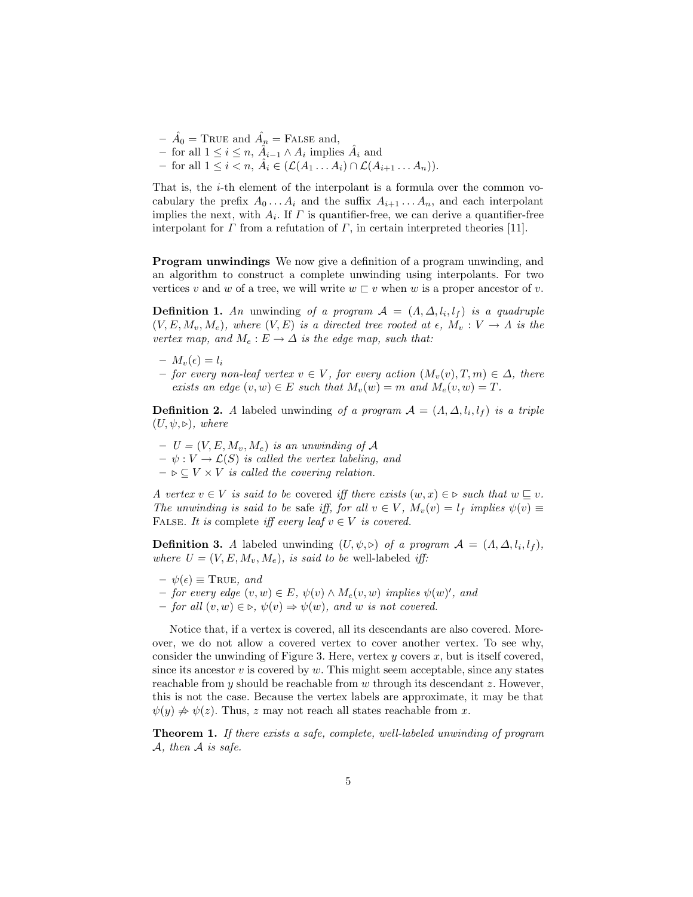- $\hat{A}_0 = \text{True}$ and $\hat{A}_n = \text{False}$ and,
- for all $1 \leq i \leq n$, $\hat{A}_{i-1} \wedge A_i$ implies $\hat{A}_i$ and
- for all $1 \leq i < n$, $\hat{A}_i \in (\mathcal{L}(A_1 \ldots A_i) \cap \mathcal{L}(A_{i+1} \ldots A_n))$.

That is, the $i$-th element of the interpolant is a formula over the common vocabulary the prefix $A_0 \ldots A_i$ and the suffix $A_{i+1} \ldots A_n$, and each interpolant implies the next, with $A_i$. If $\Gamma$ is quantifier-free, we can derive a quantifier-free interpolant for $\Gamma$ from a refutation of $\Gamma$, in certain interpreted theories [11].

**Program unwindings** We now give a definition of a program unwinding, and an algorithm to construct a complete unwinding using interpolants. For two vertices $v$ and $w$ of a tree, we will write $w \sqsubset v$ when $w$ is a proper ancestor of $v$.

**Definition 1.** *An* unwinding *of a program $\mathcal{A} = (\Lambda, \Delta, l_i, l_f)$ is a quadruple $(V, E, M_v, M_e)$, where $(V, E)$ is a directed tree rooted at $\epsilon$, $M_v : V \rightarrow \Lambda$ is the vertex map, and $M_e : E \rightarrow \Delta$ is the edge map, such that:*

- *$M_v(\epsilon) = l_i$*
- *for every non-leaf vertex $v \in V$, for every action $(M_v(v), T, m) \in \Delta$, there exists an edge $(v, w) \in E$ such that $M_v(w) = m$ and $M_e(v, w) = T$.*

**Definition 2.** *A* labeled unwinding *of a program $\mathcal{A} = (\Lambda, \Delta, l_i, l_f)$ is a triple $(U, \psi, \triangleright)$, where*

- *$U = (V, E, M_v, M_e)$ is an unwinding of $\mathcal{A}$*
- *$\psi : V \rightarrow \mathcal{L}(S)$ is called the vertex labeling, and*
- *$\triangleright \subseteq V \times V$ is called the covering relation.*

*A vertex $v \in V$ is said to be* covered *iff there exists $(w, x) \in \triangleright$ such that $w \sqsubseteq v$. The unwinding is said to be* safe *iff, for all $v \in V$, $M_v(v) = l_f$ implies $\psi(v) \equiv$ False. It is* complete *iff every leaf $v \in V$ is covered.*

**Definition 3.** *A labeled unwinding $(U, \psi, \triangleright)$ of a program $\mathcal{A} = (\Lambda, \Delta, l_i, l_f)$, where $U = (V, E, M_v, M_e)$, is said to be* well-labeled *iff:*

- *$\psi(\epsilon) \equiv$ True, and*
- *for every edge $(v, w) \in E$, $\psi(v) \wedge M_e(v, w)$ implies $\psi(w)'$, and*
- *for all $(v, w) \in \triangleright$, $\psi(v) \Rightarrow \psi(w)$, and $w$ is not covered.*

Notice that, if a vertex is covered, all its descendants are also covered. Moreover, we do not allow a covered vertex to cover another vertex. To see why, consider the unwinding of Figure 3. Here, vertex $y$ covers $x$, but is itself covered, since its ancestor $v$ is covered by $w$. This might seem acceptable, since any states reachable from $y$ should be reachable from $w$ through its descendant $z$. However, this is not the case. Because the vertex labels are approximate, it may be that $\psi(y) \not\Rightarrow \psi(z)$. Thus, $z$ may not reach all states reachable from $x$.

**Theorem 1.** *If there exists a safe, complete, well-labeled unwinding of program $\mathcal{A}$, then $\mathcal{A}$ is safe.*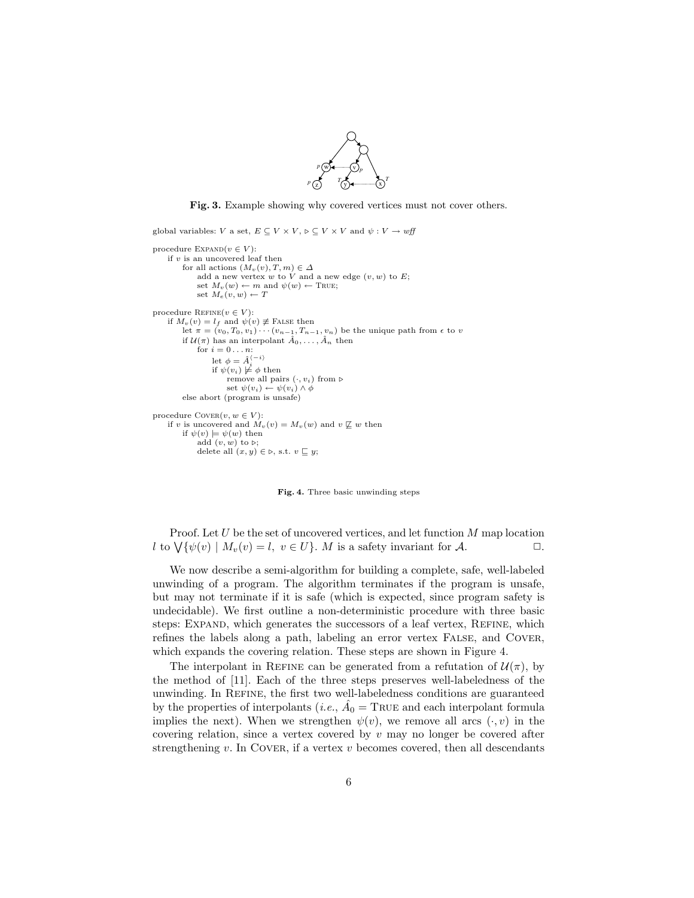**Fig. 3.** Example showing why covered vertices must not cover others.

```
global variables: V a set, E ⊆ V × V, ⊳ ⊆ V × V and ψ : V → wff

procedure EXPAND(v ∈ V):
    if v is an uncovered leaf then
        for all actions (M_v(v), T, m) ∈ Δ
            add a new vertex w to V and a new edge (v, w) to E;
            set M_v(w) ← m and ψ(w) ← TRUE;
            set M_e(v, w) ← T

procedure REFINE(v ∈ V):
    if M_v(v) = l_f and ψ(v) ≢ FALSE then
        let π = (v_0, T_0, v_1) ··· (v_{n−1}, T_{n−1}, v_n) be the unique path from ϵ to v
        if U(π) has an interpolant Â_0, ..., Â_n then
            for i = 0 ... n:
                let φ = Â_i^{⟨−i⟩}
                if ψ(v_i) ⊭ φ then
                    remove all pairs (·, v_i) from ⊳
                    set ψ(v_i) ← ψ(v_i) ∧ φ
        else abort (program is unsafe)

procedure COVER(v, w ∈ V):
    if v is uncovered and M_v(v) = M_v(w) and v ⋢ w then
        if ψ(v) ⊨ ψ(w) then
            add (v, w) to ⊳;
            delete all (x, y) ∈ ⊳, s.t. v ⊑ y;
```

**Fig. 4.** Three basic unwinding steps

Proof. Let $U$ be the set of uncovered vertices, and let function $M$ map location $l$ to $\bigvee\{\psi(v) \mid M_v(v) = l,\ v \in U\}$. $M$ is a safety invariant for $\mathcal{A}$. □.

We now describe a semi-algorithm for building a complete, safe, well-labeled unwinding of a program. The algorithm terminates if the program is unsafe, but may not terminate if it is safe (which is expected, since program safety is undecidable). We first outline a non-deterministic procedure with three basic steps: Expand, which generates the successors of a leaf vertex, Refine, which refines the labels along a path, labeling an error vertex False, and Cover, which expands the covering relation. These steps are shown in Figure 4.

The interpolant in Refine can be generated from a refutation of $\mathcal{U}(\pi)$, by the method of [11]. Each of the three steps preserves well-labeledness of the unwinding. In Refine, the first two well-labeledness conditions are guaranteed by the properties of interpolants (*i.e.*, $\hat{A}_0 = \text{True}$ and each interpolant formula implies the next). When we strengthen $\psi(v)$, we remove all arcs $(\cdot, v)$ in the covering relation, since a vertex covered by $v$ may no longer be covered after strengthening $v$. In Cover, if a vertex $v$ becomes covered, then all descendants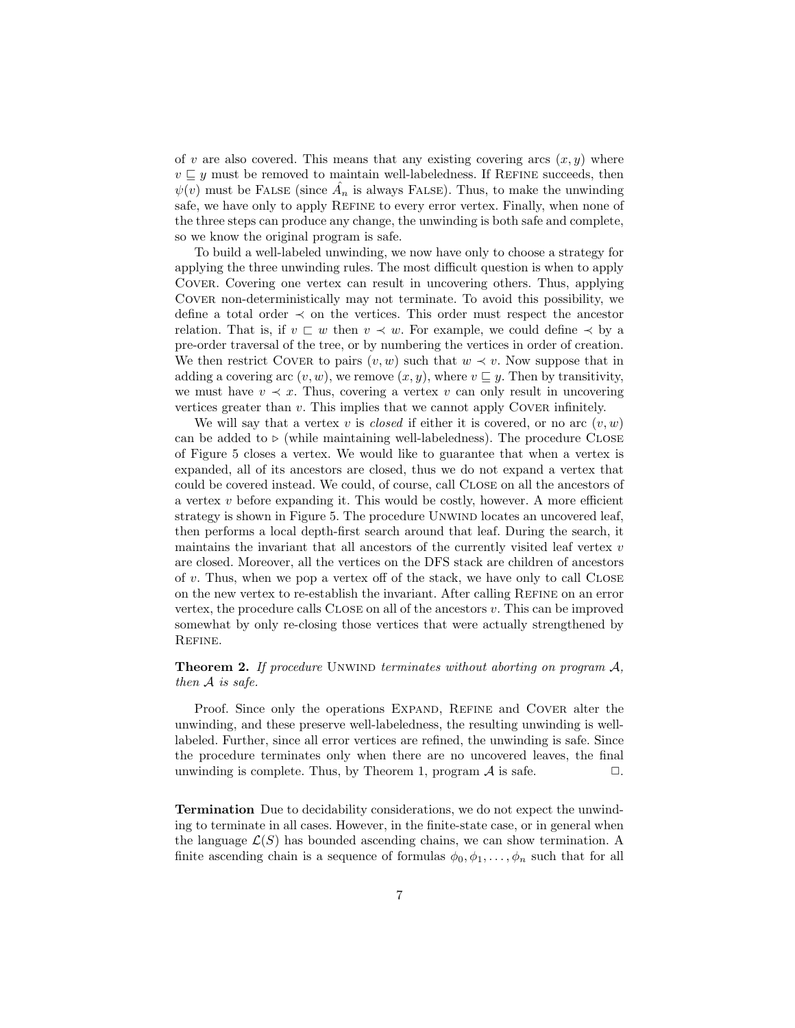of $v$ are also covered. This means that any existing covering arcs $(x, y)$ where $v \sqsubseteq y$ must be removed to maintain well-labeledness. If REFINE succeeds, then $\psi(v)$ must be FALSE (since $\hat{A}_n$ is always FALSE). Thus, to make the unwinding safe, we have only to apply REFINE to every error vertex. Finally, when none of the three steps can produce any change, the unwinding is both safe and complete, so we know the original program is safe.

To build a well-labeled unwinding, we now have only to choose a strategy for applying the three unwinding rules. The most difficult question is when to apply COVER. Covering one vertex can result in uncovering others. Thus, applying COVER non-deterministically may not terminate. To avoid this possibility, we define a total order $\prec$ on the vertices. This order must respect the ancestor relation. That is, if $v \sqsubset w$ then $v \prec w$. For example, we could define $\prec$ by a pre-order traversal of the tree, or by numbering the vertices in order of creation. We then restrict COVER to pairs $(v, w)$ such that $w \prec v$. Now suppose that in adding a covering arc $(v, w)$, we remove $(x, y)$, where $v \sqsubseteq y$. Then by transitivity, we must have $v \prec x$. Thus, covering a vertex $v$ can only result in uncovering vertices greater than $v$. This implies that we cannot apply COVER infinitely.

We will say that a vertex $v$ is *closed* if either it is covered, or no arc $(v, w)$ can be added to $\triangleright$ (while maintaining well-labeledness). The procedure CLOSE of Figure 5 closes a vertex. We would like to guarantee that when a vertex is expanded, all of its ancestors are closed, thus we do not expand a vertex that could be covered instead. We could, of course, call CLOSE on all the ancestors of a vertex $v$ before expanding it. This would be costly, however. A more efficient strategy is shown in Figure 5. The procedure UNWIND locates an uncovered leaf, then performs a local depth-first search around that leaf. During the search, it maintains the invariant that all ancestors of the currently visited leaf vertex $v$ are closed. Moreover, all the vertices on the DFS stack are children of ancestors of $v$. Thus, when we pop a vertex off of the stack, we have only to call CLOSE on the new vertex to re-establish the invariant. After calling REFINE on an error vertex, the procedure calls CLOSE on all of the ancestors $v$. This can be improved somewhat by only re-closing those vertices that were actually strengthened by REFINE.

**Theorem 2.** *If procedure* UNWIND *terminates without aborting on program* $\mathcal{A}$*, then* $\mathcal{A}$ *is safe.*

Proof. Since only the operations EXPAND, REFINE and COVER alter the unwinding, and these preserve well-labeledness, the resulting unwinding is well-labeled. Further, since all error vertices are refined, the unwinding is safe. Since the procedure terminates only when there are no uncovered leaves, the final unwinding is complete. Thus, by Theorem 1, program $\mathcal{A}$ is safe. □.

**Termination** Due to decidability considerations, we do not expect the unwinding to terminate in all cases. However, in the finite-state case, or in general when the language $\mathcal{L}(S)$ has bounded ascending chains, we can show termination. A finite ascending chain is a sequence of formulas $\phi_0, \phi_1, \ldots, \phi_n$ such that for all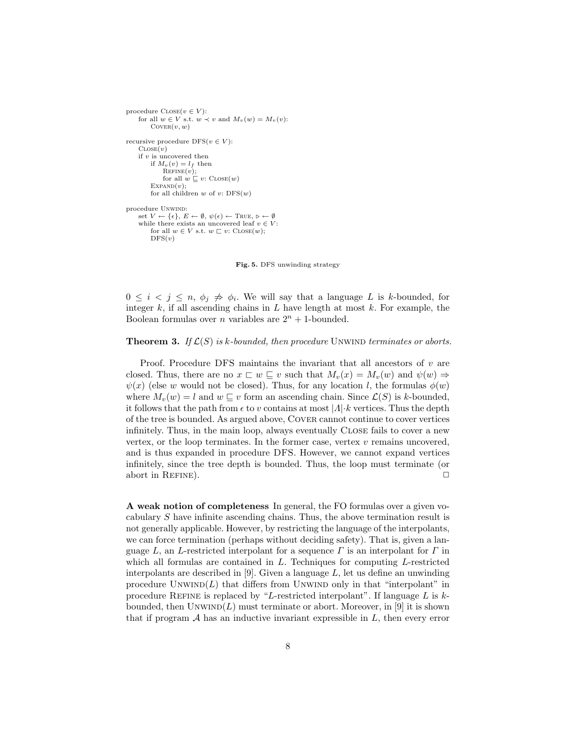```
procedure Close(v ∈ V):
    for all w ∈ V s.t. w ≺ v and M_v(w) = M_v(v):
        Cover(v, w)

recursive procedure DFS(v ∈ V):
    Close(v)
    if v is uncovered then
        if M_v(v) = l_f then
            Refine(v);
            for all w ⊑ v: Close(w)
        Expand(v);
        for all children w of v: DFS(w)

procedure Unwind:
    set V ← {ε}, E ← ∅, ψ(ε) ← True, ▷ ← ∅
    while there exists an uncovered leaf v ∈ V:
        for all w ∈ V s.t. w ⊏ v: Close(w);
        DFS(v)
```

**Fig. 5.** DFS unwinding strategy

$0 \leq i < j \leq n$, $\phi_j \not\Rightarrow \phi_i$. We will say that a language $L$ is $k$-bounded, for integer $k$, if all ascending chains in $L$ have length at most $k$. For example, the Boolean formulas over $n$ variables are $2^n + 1$-bounded.

**Theorem 3.** *If $\mathcal{L}(S)$ is $k$-bounded, then procedure* Unwind *terminates or aborts.*

Proof. Procedure DFS maintains the invariant that all ancestors of $v$ are closed. Thus, there are no $x \sqsubset w \sqsubseteq v$ such that $M_v(x) = M_v(w)$ and $\psi(w) \Rightarrow \psi(x)$ (else $w$ would not be closed). Thus, for any location $l$, the formulas $\phi(w)$ where $M_v(w) = l$ and $w \sqsubseteq v$ form an ascending chain. Since $\mathcal{L}(S)$ is $k$-bounded, it follows that the path from $\epsilon$ to $v$ contains at most $|\Lambda| \cdot k$ vertices. Thus the depth of the tree is bounded. As argued above, Cover cannot continue to cover vertices infinitely. Thus, in the main loop, always eventually Close fails to cover a new vertex, or the loop terminates. In the former case, vertex $v$ remains uncovered, and is thus expanded in procedure DFS. However, we cannot expand vertices infinitely, since the tree depth is bounded. Thus, the loop must terminate (or abort in Refine). □

**A weak notion of completeness** In general, the FO formulas over a given vocabulary $S$ have infinite ascending chains. Thus, the above termination result is not generally applicable. However, by restricting the language of the interpolants, we can force termination (perhaps without deciding safety). That is, given a language $L$, an $L$-restricted interpolant for a sequence $\Gamma$ is an interpolant for $\Gamma$ in which all formulas are contained in $L$. Techniques for computing $L$-restricted interpolants are described in [9]. Given a language $L$, let us define an unwinding procedure Unwind($L$) that differs from Unwind only in that "interpolant" in procedure Refine is replaced by "$L$-restricted interpolant". If language $L$ is $k$-bounded, then Unwind($L$) must terminate or abort. Moreover, in [9] it is shown that if program $\mathcal{A}$ has an inductive invariant expressible in $L$, then every error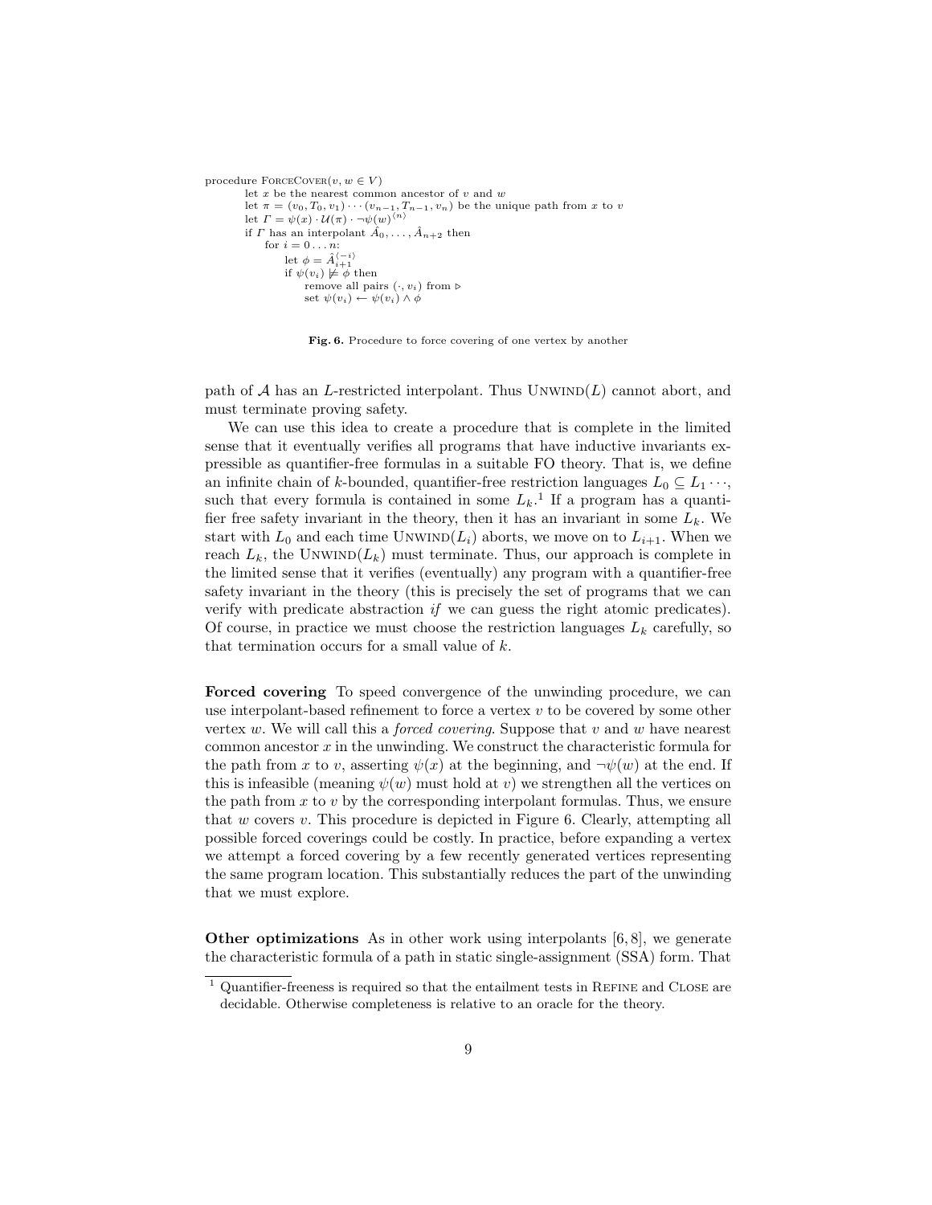```
procedure ForceCover(v, w ∈ V)
    let x be the nearest common ancestor of v and w
    let π = (v_0, T_0, v_1) ··· (v_{n−1}, T_{n−1}, v_n) be the unique path from x to v
    let Γ = ψ(x) · U(π) · ¬ψ(w)^⟨n⟩
    if Γ has an interpolant Â_0, ..., Â_{n+2} then
        for i = 0 ... n:
            let φ = Â_{i+1}^⟨−i⟩
            if ψ(v_i) ⊭ φ then
                remove all pairs (·, v_i) from ▷
                set ψ(v_i) ← ψ(v_i) ∧ φ
```

**Fig. 6.** Procedure to force covering of one vertex by another

path of $\mathcal{A}$ has an $L$-restricted interpolant. Thus Unwind($L$) cannot abort, and must terminate proving safety.

We can use this idea to create a procedure that is complete in the limited sense that it eventually verifies all programs that have inductive invariants expressible as quantifier-free formulas in a suitable FO theory. That is, we define an infinite chain of $k$-bounded, quantifier-free restriction languages $L_0 \subseteq L_1 \cdots$, such that every formula is contained in some $L_k$.[1] If a program has a quantifier free safety invariant in the theory, then it has an invariant in some $L_k$. We start with $L_0$ and each time Unwind($L_i$) aborts, we move on to $L_{i+1}$. When we reach $L_k$, the Unwind($L_k$) must terminate. Thus, our approach is complete in the limited sense that it verifies (eventually) any program with a quantifier-free safety invariant in the theory (this is precisely the set of programs that we can verify with predicate abstraction *if* we can guess the right atomic predicates). Of course, in practice we must choose the restriction languages $L_k$ carefully, so that termination occurs for a small value of $k$.

**Forced covering** To speed convergence of the unwinding procedure, we can use interpolant-based refinement to force a vertex $v$ to be covered by some other vertex $w$. We will call this a *forced covering*. Suppose that $v$ and $w$ have nearest common ancestor $x$ in the unwinding. We construct the characteristic formula for the path from $x$ to $v$, asserting $\psi(x)$ at the beginning, and $\neg\psi(w)$ at the end. If this is infeasible (meaning $\psi(w)$ must hold at $v$) we strengthen all the vertices on the path from $x$ to $v$ by the corresponding interpolant formulas. Thus, we ensure that $w$ covers $v$. This procedure is depicted in Figure 6. Clearly, attempting all possible forced coverings could be costly. In practice, before expanding a vertex we attempt a forced covering by a few recently generated vertices representing the same program location. This substantially reduces the part of the unwinding that we must explore.

**Other optimizations** As in other work using interpolants [6, 8], we generate the characteristic formula of a path in static single-assignment (SSA) form. That

[1] Quantifier-freeness is required so that the entailment tests in Refine and Close are decidable. Otherwise completeness is relative to an oracle for the theory.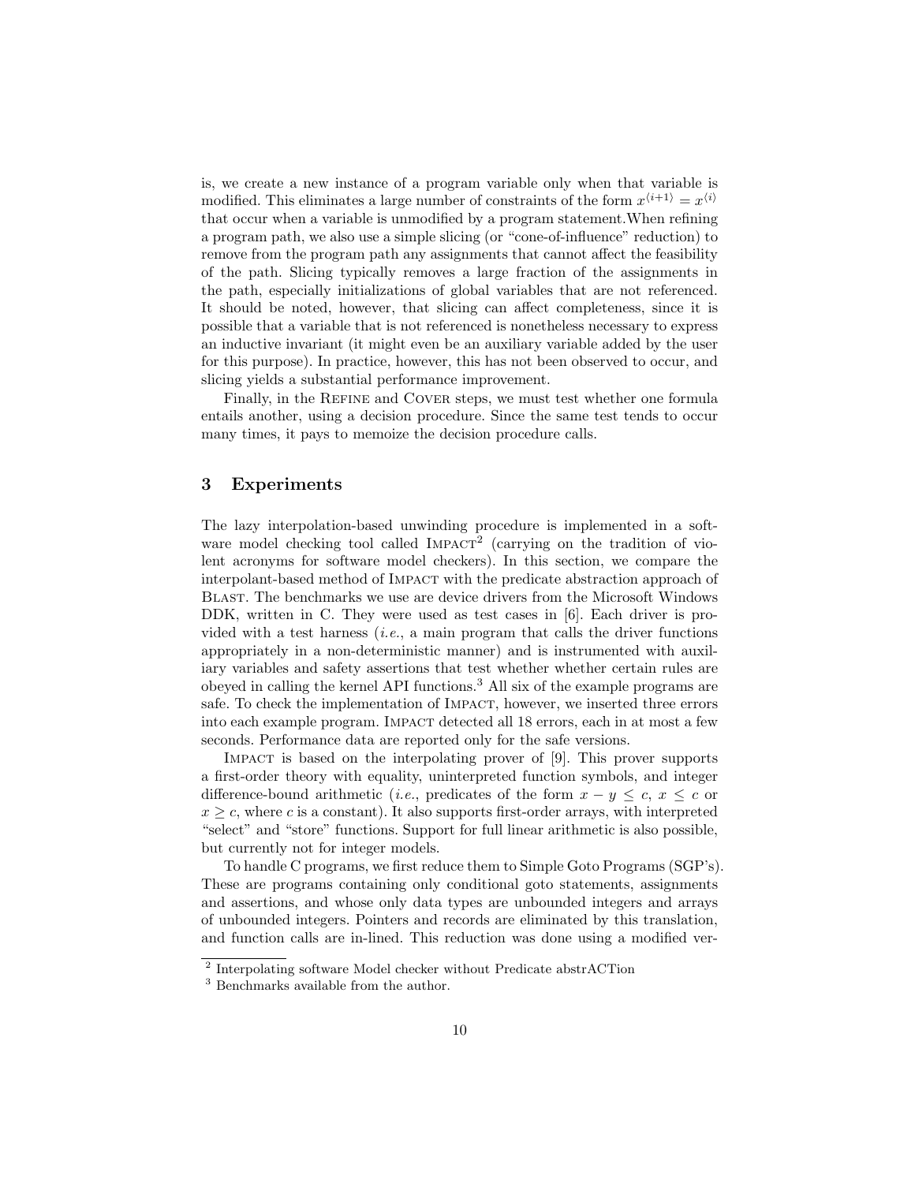is, we create a new instance of a program variable only when that variable is modified. This eliminates a large number of constraints of the form $x^{\langle i+1 \rangle} = x^{\langle i \rangle}$ that occur when a variable is unmodified by a program statement.When refining a program path, we also use a simple slicing (or "cone-of-influence" reduction) to remove from the program path any assignments that cannot affect the feasibility of the path. Slicing typically removes a large fraction of the assignments in the path, especially initializations of global variables that are not referenced. It should be noted, however, that slicing can affect completeness, since it is possible that a variable that is not referenced is nonetheless necessary to express an inductive invariant (it might even be an auxiliary variable added by the user for this purpose). In practice, however, this has not been observed to occur, and slicing yields a substantial performance improvement.

Finally, in the Refine and Cover steps, we must test whether one formula entails another, using a decision procedure. Since the same test tends to occur many times, it pays to memoize the decision procedure calls.

## 3 Experiments

The lazy interpolation-based unwinding procedure is implemented in a software model checking tool called Impact[2] (carrying on the tradition of violent acronyms for software model checkers). In this section, we compare the interpolant-based method of Impact with the predicate abstraction approach of Blast. The benchmarks we use are device drivers from the Microsoft Windows DDK, written in C. They were used as test cases in [6]. Each driver is provided with a test harness (*i.e.*, a main program that calls the driver functions appropriately in a non-deterministic manner) and is instrumented with auxiliary variables and safety assertions that test whether whether certain rules are obeyed in calling the kernel API functions.[3] All six of the example programs are safe. To check the implementation of Impact, however, we inserted three errors into each example program. Impact detected all 18 errors, each in at most a few seconds. Performance data are reported only for the safe versions.

Impact is based on the interpolating prover of [9]. This prover supports a first-order theory with equality, uninterpreted function symbols, and integer difference-bound arithmetic (*i.e.*, predicates of the form $x - y \leq c$, $x \leq c$ or $x \geq c$, where $c$ is a constant). It also supports first-order arrays, with interpreted "select" and "store" functions. Support for full linear arithmetic is also possible, but currently not for integer models.

To handle C programs, we first reduce them to Simple Goto Programs (SGP's). These are programs containing only conditional goto statements, assignments and assertions, and whose only data types are unbounded integers and arrays of unbounded integers. Pointers and records are eliminated by this translation, and function calls are in-lined. This reduction was done using a modified ver-

[2] Interpolating software Model checker without Predicate abstrACTion

[3] Benchmarks available from the author.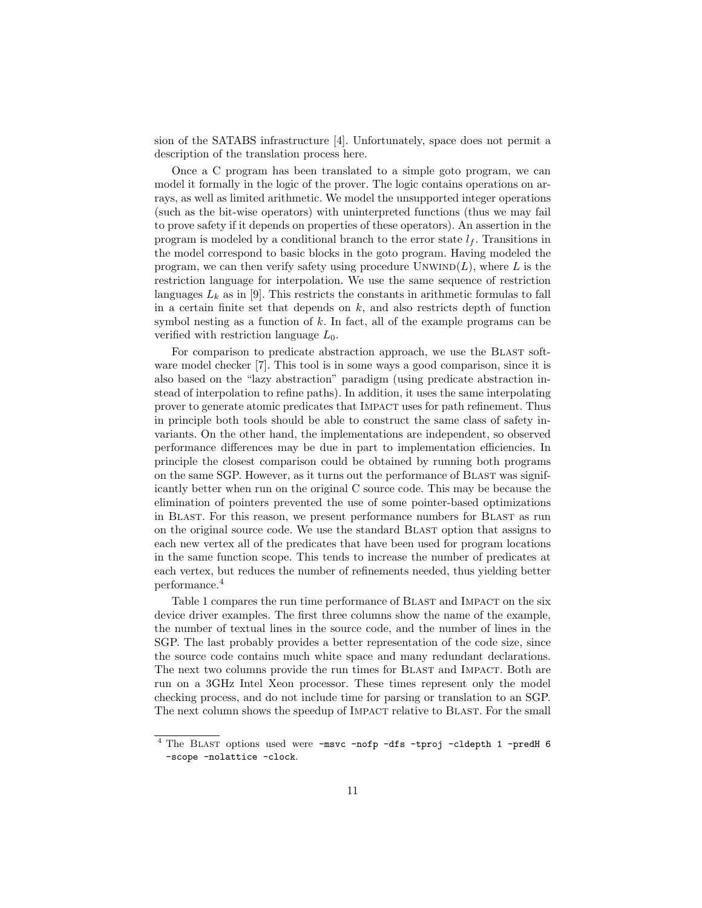sion of the SATABS infrastructure [4]. Unfortunately, space does not permit a description of the translation process here.

Once a C program has been translated to a simple goto program, we can model it formally in the logic of the prover. The logic contains operations on arrays, as well as limited arithmetic. We model the unsupported integer operations (such as the bit-wise operators) with uninterpreted functions (thus we may fail to prove safety if it depends on properties of these operators). An assertion in the program is modeled by a conditional branch to the error state $l_f$. Transitions in the model correspond to basic blocks in the goto program. Having modeled the program, we can then verify safety using procedure $\textsc{Unwind}(L)$, where $L$ is the restriction language for interpolation. We use the same sequence of restriction languages $L_k$ as in [9]. This restricts the constants in arithmetic formulas to fall in a certain finite set that depends on $k$, and also restricts depth of function symbol nesting as a function of $k$. In fact, all of the example programs can be verified with restriction language $L_0$.

For comparison to predicate abstraction approach, we use the BLAST software model checker [7]. This tool is in some ways a good comparison, since it is also based on the "lazy abstraction" paradigm (using predicate abstraction instead of interpolation to refine paths). In addition, it uses the same interpolating prover to generate atomic predicates that IMPACT uses for path refinement. Thus in principle both tools should be able to construct the same class of safety invariants. On the other hand, the implementations are independent, so observed performance differences may be due in part to implementation efficiencies. In principle the closest comparison could be obtained by running both programs on the same SGP. However, as it turns out the performance of BLAST was significantly better when run on the original C source code. This may be because the elimination of pointers prevented the use of some pointer-based optimizations in BLAST. For this reason, we present performance numbers for BLAST as run on the original source code. We use the standard BLAST option that assigns to each new vertex all of the predicates that have been used for program locations in the same function scope. This tends to increase the number of predicates at each vertex, but reduces the number of refinements needed, thus yielding better performance.[4]

Table 1 compares the run time performance of BLAST and IMPACT on the six device driver examples. The first three columns show the name of the example, the number of textual lines in the source code, and the number of lines in the SGP. The last probably provides a better representation of the code size, since the source code contains much white space and many redundant declarations. The next two columns provide the run times for BLAST and IMPACT. Both are run on a 3GHz Intel Xeon processor. These times represent only the model checking process, and do not include time for parsing or translation to an SGP. The next column shows the speedup of IMPACT relative to BLAST. For the small

---

[4] The BLAST options used were `-msvc -nofp -dfs -tproj -cldepth 1 -predH 6 -scope -nolattice -clock`.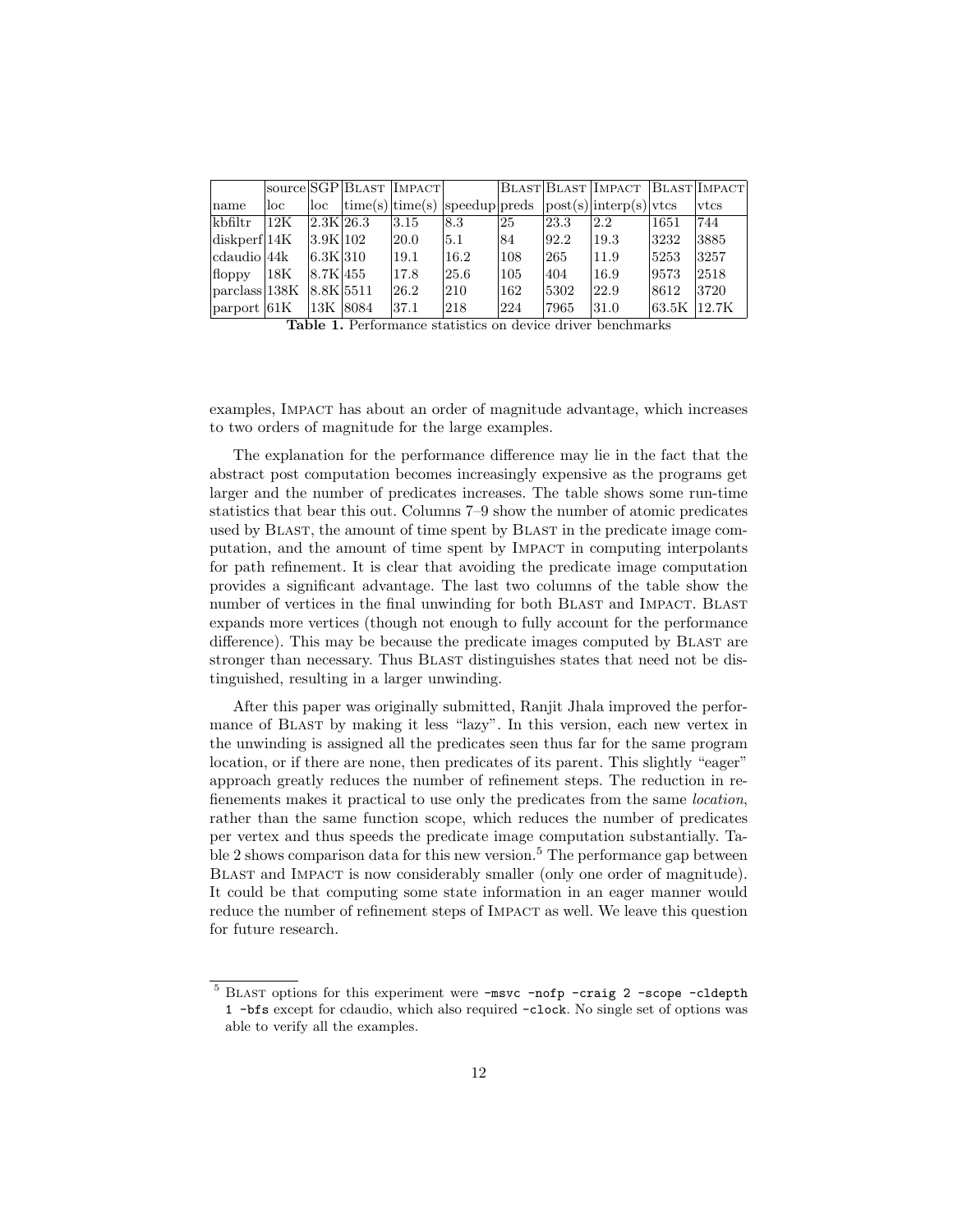| name | source loc | SGP loc | Blast time(s) | Impact time(s) | speedup | Blast preds | Blast post(s) | Impact interp(s) | Blast vtcs | Impact vtcs |
|---|---|---|---|---|---|---|---|---|---|---|
| kbfiltr | 12K | 2.3K | 26.3 | 3.15 | 8.3 | 25 | 23.3 | 2.2 | 1651 | 744 |
| diskperf | 14K | 3.9K | 102 | 20.0 | 5.1 | 84 | 92.2 | 19.3 | 3232 | 3885 |
| cdaudio | 44k | 6.3K | 310 | 19.1 | 16.2 | 108 | 265 | 11.9 | 5253 | 3257 |
| floppy | 18K | 8.7K | 455 | 17.8 | 25.6 | 105 | 404 | 16.9 | 9573 | 2518 |
| parclass | 138K | 8.8K | 5511 | 26.2 | 210 | 162 | 5302 | 22.9 | 8612 | 3720 |
| parport | 61K | 13K | 8084 | 37.1 | 218 | 224 | 7965 | 31.0 | 63.5K | 12.7K |

**Table 1.** Performance statistics on device driver benchmarks

examples, Impact has about an order of magnitude advantage, which increases to two orders of magnitude for the large examples.

The explanation for the performance difference may lie in the fact that the abstract post computation becomes increasingly expensive as the programs get larger and the number of predicates increases. The table shows some run-time statistics that bear this out. Columns 7–9 show the number of atomic predicates used by Blast, the amount of time spent by Blast in the predicate image computation, and the amount of time spent by Impact in computing interpolants for path refinement. It is clear that avoiding the predicate image computation provides a significant advantage. The last two columns of the table show the number of vertices in the final unwinding for both Blast and Impact. Blast expands more vertices (though not enough to fully account for the performance difference). This may be because the predicate images computed by Blast are stronger than necessary. Thus Blast distinguishes states that need not be distinguished, resulting in a larger unwinding.

After this paper was originally submitted, Ranjit Jhala improved the performance of Blast by making it less "lazy". In this version, each new vertex in the unwinding is assigned all the predicates seen thus far for the same program location, or if there are none, then predicates of its parent. This slightly "eager" approach greatly reduces the number of refinement steps. The reduction in refienements makes it practical to use only the predicates from the same *location*, rather than the same function scope, which reduces the number of predicates per vertex and thus speeds the predicate image computation substantially. Table 2 shows comparison data for this new version.[5] The performance gap between Blast and Impact is now considerably smaller (only one order of magnitude). It could be that computing some state information in an eager manner would reduce the number of refinement steps of Impact as well. We leave this question for future research.

---

[5] Blast options for this experiment were `-msvc -nofp -craig 2 -scope -cldepth 1 -bfs` except for cdaudio, which also required `-clock`. No single set of options was able to verify all the examples.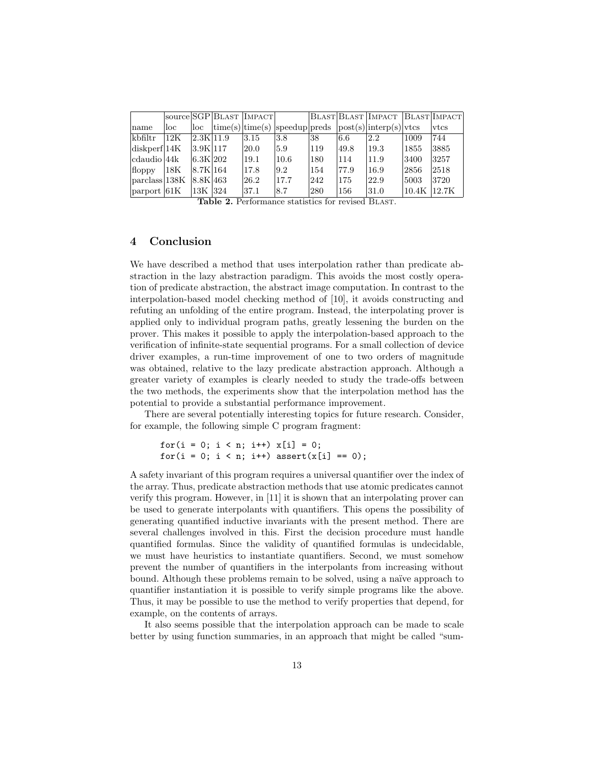| | source | SGP | Blast | Impact | | Blast | Blast | Impact | Blast | Impact |
|---|---|---|---|---|---|---|---|---|---|---|
| name | loc | loc | time(s) | time(s) | speedup | preds | post(s) | interp(s) | vtcs | vtcs |
| kbfiltr | 12K | 2.3K | 11.9 | 3.15 | 3.8 | 38 | 6.6 | 2.2 | 1009 | 744 |
| diskperf | 14K | 3.9K | 117 | 20.0 | 5.9 | 119 | 49.8 | 19.3 | 1855 | 3885 |
| cdaudio | 44k | 6.3K | 202 | 19.1 | 10.6 | 180 | 114 | 11.9 | 3400 | 3257 |
| floppy | 18K | 8.7K | 164 | 17.8 | 9.2 | 154 | 77.9 | 16.9 | 2856 | 2518 |
| parclass | 138K | 8.8K | 463 | 26.2 | 17.7 | 242 | 175 | 22.9 | 5003 | 3720 |
| parport | 61K | 13K | 324 | 37.1 | 8.7 | 280 | 156 | 31.0 | 10.4K | 12.7K |

**Table 2.** Performance statistics for revised Blast.

## 4 Conclusion

We have described a method that uses interpolation rather than predicate abstraction in the lazy abstraction paradigm. This avoids the most costly operation of predicate abstraction, the abstract image computation. In contrast to the interpolation-based model checking method of [10], it avoids constructing and refuting an unfolding of the entire program. Instead, the interpolating prover is applied only to individual program paths, greatly lessening the burden on the prover. This makes it possible to apply the interpolation-based approach to the verification of infinite-state sequential programs. For a small collection of device driver examples, a run-time improvement of one to two orders of magnitude was obtained, relative to the lazy predicate abstraction approach. Although a greater variety of examples is clearly needed to study the trade-offs between the two methods, the experiments show that the interpolation method has the potential to provide a substantial performance improvement.

There are several potentially interesting topics for future research. Consider, for example, the following simple C program fragment:

```
for(i = 0; i < n; i++) x[i] = 0;
for(i = 0; i < n; i++) assert(x[i] == 0);
```

A safety invariant of this program requires a universal quantifier over the index of the array. Thus, predicate abstraction methods that use atomic predicates cannot verify this program. However, in [11] it is shown that an interpolating prover can be used to generate interpolants with quantifiers. This opens the possibility of generating quantified inductive invariants with the present method. There are several challenges involved in this. First the decision procedure must handle quantified formulas. Since the validity of quantified formulas is undecidable, we must have heuristics to instantiate quantifiers. Second, we must somehow prevent the number of quantifiers in the interpolants from increasing without bound. Although these problems remain to be solved, using a naïve approach to quantifier instantiation it is possible to verify simple programs like the above. Thus, it may be possible to use the method to verify properties that depend, for example, on the contents of arrays.

It also seems possible that the interpolation approach can be made to scale better by using function summaries, in an approach that might be called "sum-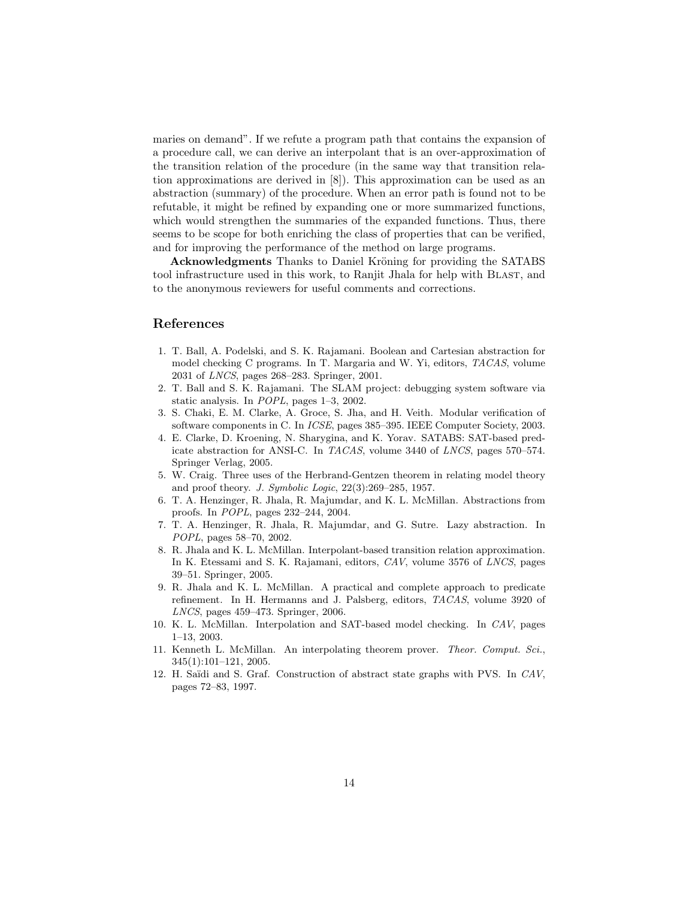maries on demand". If we refute a program path that contains the expansion of a procedure call, we can derive an interpolant that is an over-approximation of the transition relation of the procedure (in the same way that transition relation approximations are derived in [8]). This approximation can be used as an abstraction (summary) of the procedure. When an error path is found not to be refutable, it might be refined by expanding one or more summarized functions, which would strengthen the summaries of the expanded functions. Thus, there seems to be scope for both enriching the class of properties that can be verified, and for improving the performance of the method on large programs.

**Acknowledgments** Thanks to Daniel Kröning for providing the SATABS tool infrastructure used in this work, to Ranjit Jhala for help with Blast, and to the anonymous reviewers for useful comments and corrections.

## References

1. T. Ball, A. Podelski, and S. K. Rajamani. Boolean and Cartesian abstraction for model checking C programs. In T. Margaria and W. Yi, editors, *TACAS*, volume 2031 of *LNCS*, pages 268–283. Springer, 2001.
2. T. Ball and S. K. Rajamani. The SLAM project: debugging system software via static analysis. In *POPL*, pages 1–3, 2002.
3. S. Chaki, E. M. Clarke, A. Groce, S. Jha, and H. Veith. Modular verification of software components in C. In *ICSE*, pages 385–395. IEEE Computer Society, 2003.
4. E. Clarke, D. Kroening, N. Sharygina, and K. Yorav. SATABS: SAT-based predicate abstraction for ANSI-C. In *TACAS*, volume 3440 of *LNCS*, pages 570–574. Springer Verlag, 2005.
5. W. Craig. Three uses of the Herbrand-Gentzen theorem in relating model theory and proof theory. *J. Symbolic Logic*, 22(3):269–285, 1957.
6. T. A. Henzinger, R. Jhala, R. Majumdar, and K. L. McMillan. Abstractions from proofs. In *POPL*, pages 232–244, 2004.
7. T. A. Henzinger, R. Jhala, R. Majumdar, and G. Sutre. Lazy abstraction. In *POPL*, pages 58–70, 2002.
8. R. Jhala and K. L. McMillan. Interpolant-based transition relation approximation. In K. Etessami and S. K. Rajamani, editors, *CAV*, volume 3576 of *LNCS*, pages 39–51. Springer, 2005.
9. R. Jhala and K. L. McMillan. A practical and complete approach to predicate refinement. In H. Hermanns and J. Palsberg, editors, *TACAS*, volume 3920 of *LNCS*, pages 459–473. Springer, 2006.
10. K. L. McMillan. Interpolation and SAT-based model checking. In *CAV*, pages 1–13, 2003.
11. Kenneth L. McMillan. An interpolating theorem prover. *Theor. Comput. Sci.*, 345(1):101–121, 2005.
12. H. Saïdi and S. Graf. Construction of abstract state graphs with PVS. In *CAV*, pages 72–83, 1997.